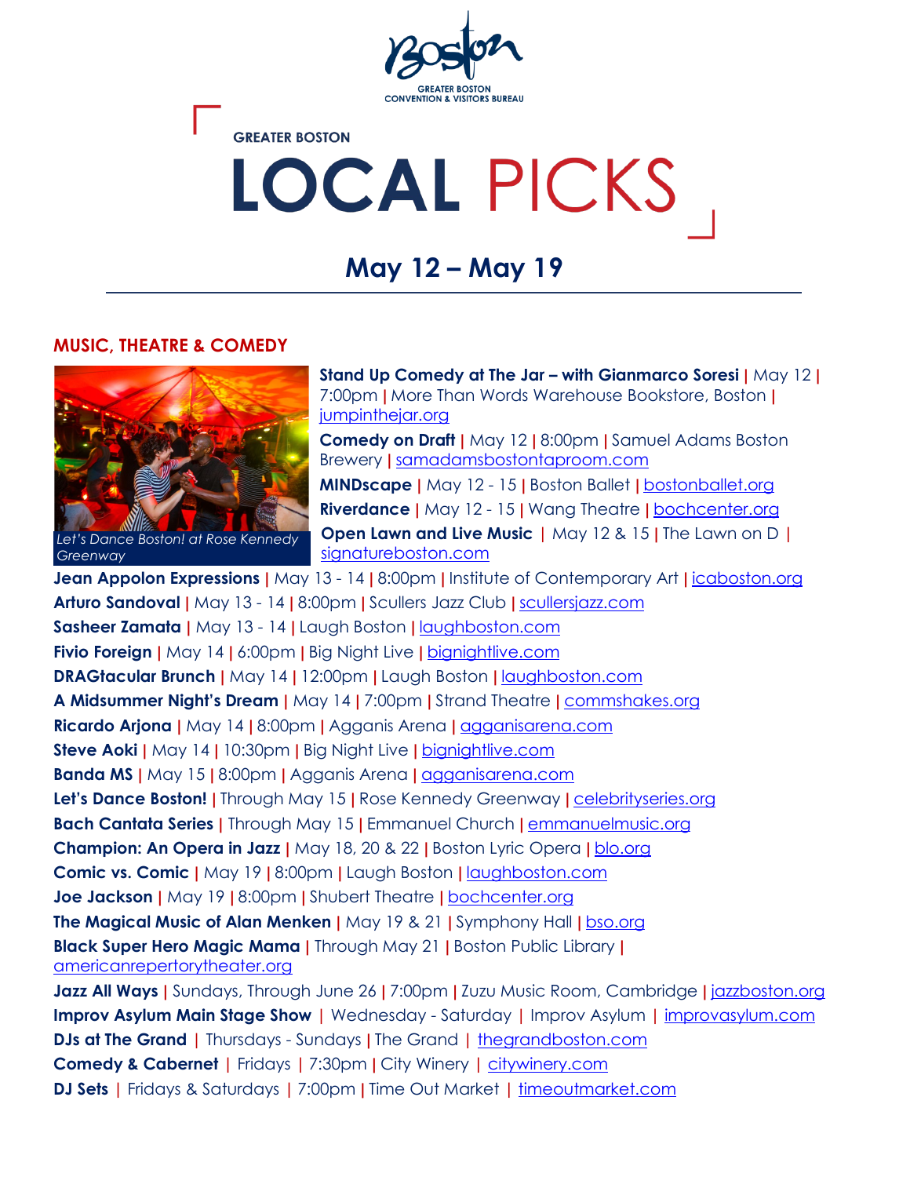GREATER BOSTON CONVENTION & VISITORS BUREAU

GREATER BOSTON

# LOCAL PICKS

## May 12 – May 19

### MUSIC, THEATRE & COMEDY

*Let's Dance Boston! at Rose Kennedy Greenway*

**Stand Up Comedy at The Jar – with Gianmarco Soresi** | May 12 | 7:00pm | More Than Words Warehouse Bookstore, Boston | jumpinthejar.org

**Comedy on Draft** | May 12 | 8:00pm | Samuel Adams Boston Brewery | samadamsbostontaproom.com

**MINDscape** | May 12 - 15 | Boston Ballet | bostonballet.org

**Riverdance** | May 12 - 15 | Wang Theatre | bochcenter.org

**Open Lawn and Live Music** | May 12 & 15 | The Lawn on D | signatureboston.com

**Jean Appolon Expressions** | May 13 - 14 | 8:00pm | Institute of Contemporary Art | icaboston.org

**Arturo Sandoval** | May 13 - 14 | 8:00pm | Scullers Jazz Club | scullersjazz.com

**Sasheer Zamata** | May 13 - 14 | Laugh Boston | laughboston.com

**Fivio Foreign** | May 14 | 6:00pm | Big Night Live | bignightlive.com

**DRAGtacular Brunch** | May 14 | 12:00pm | Laugh Boston | laughboston.com

**A Midsummer Night's Dream** | May 14 | 7:00pm | Strand Theatre | commshakes.org

**Ricardo Arjona** | May 14 | 8:00pm | Agganis Arena | agganisarena.com

**Steve Aoki** | May 14 | 10:30pm | Big Night Live | bignightlive.com

**Banda MS** | May 15 | 8:00pm | Agganis Arena | agganisarena.com

**Let's Dance Boston!** | Through May 15 | Rose Kennedy Greenway | celebrityseries.org

**Bach Cantata Series** | Through May 15 | Emmanuel Church | emmanuelmusic.org

**Champion: An Opera in Jazz** | May 18, 20 & 22 | Boston Lyric Opera | blo.org

**Comic vs. Comic** | May 19 | 8:00pm | Laugh Boston | laughboston.com

**Joe Jackson** | May 19 | 8:00pm | Shubert Theatre | bochcenter.org

**The Magical Music of Alan Menken** | May 19 & 21 | Symphony Hall | bso.org

**Black Super Hero Magic Mama** | Through May 21 | Boston Public Library | americanrepertorytheater.org

**Jazz All Ways** | Sundays, Through June 26 | 7:00pm | Zuzu Music Room, Cambridge | jazzboston.org

**Improv Asylum Main Stage Show** | Wednesday - Saturday | Improv Asylum | improvasylum.com

**DJs at The Grand** | Thursdays - Sundays | The Grand | thegrandboston.com

**Comedy & Cabernet** | Fridays | 7:30pm | City Winery | citywinery.com

**DJ Sets** | Fridays & Saturdays | 7:00pm | Time Out Market | timeoutmarket.com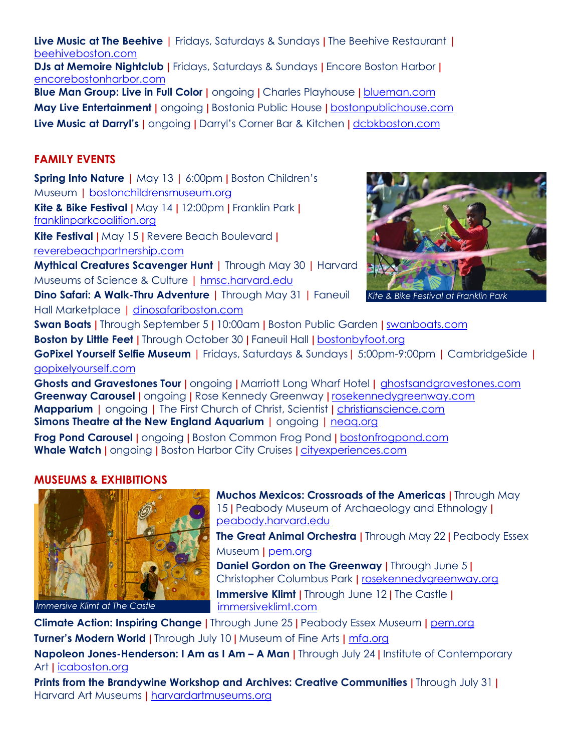**Live Music at The Beehive** | Fridays, Saturdays & Sundays | The Beehive Restaurant | beehiveboston.com
**DJs at Memoire Nightclub** | Fridays, Saturdays & Sundays | Encore Boston Harbor | encorebostonharbor.com
**Blue Man Group: Live in Full Color** | ongoing | Charles Playhouse | blueman.com
**May Live Entertainment** | ongoing | Bostonia Public House | bostonpublichouse.com
**Live Music at Darryl's** | ongoing | Darryl's Corner Bar & Kitchen | dcbkboston.com

## FAMILY EVENTS

**Spring Into Nature** | May 13 | 6:00pm | Boston Children's Museum | bostonchildrensmuseum.org
**Kite & Bike Festival** | May 14 | 12:00pm | Franklin Park | franklinparkcoalition.org
**Kite Festival** | May 15 | Revere Beach Boulevard | reverebeachpartnership.com
**Mythical Creatures Scavenger Hunt** | Through May 30 | Harvard Museums of Science & Culture | hmsc.harvard.edu
**Dino Safari: A Walk-Thru Adventure** | Through May 31 | Faneuil Hall Marketplace | dinosafariboston.com

*Kite & Bike Festival at Franklin Park*

**Swan Boats** | Through September 5 | 10:00am | Boston Public Garden | swanboats.com
**Boston by Little Feet** | Through October 30 | Faneuil Hall | bostonbyfoot.org
**GoPixel Yourself Selfie Museum** | Fridays, Saturdays & Sundays | 5:00pm-9:00pm | CambridgeSide | gopixelyourself.com
**Ghosts and Gravestones Tour** | ongoing | Marriott Long Wharf Hotel | ghostsandgravestones.com
**Greenway Carousel** | ongoing | Rose Kennedy Greenway | rosekennedygreenway.com
**Mapparium** | ongoing | The First Church of Christ, Scientist | christianscience.com
**Simons Theatre at the New England Aquarium** | ongoing | neaq.org
**Frog Pond Carousel** | ongoing | Boston Common Frog Pond | bostonfrogpond.com
**Whale Watch** | ongoing | Boston Harbor City Cruises | cityexperiences.com

## MUSEUMS & EXHIBITIONS

*Immersive Klimt at The Castle*

**Muchos Mexicos: Crossroads of the Americas** | Through May 15 | Peabody Museum of Archaeology and Ethnology | peabody.harvard.edu
**The Great Animal Orchestra** | Through May 22 | Peabody Essex Museum | pem.org
**Daniel Gordon on The Greenway** | Through June 5 | Christopher Columbus Park | rosekennedygreenway.org
**Immersive Klimt** | Through June 12 | The Castle | immersiveklimt.com
**Climate Action: Inspiring Change** | Through June 25 | Peabody Essex Museum | pem.org
**Turner's Modern World** | Through July 10 | Museum of Fine Arts | mfa.org
**Napoleon Jones-Henderson: I Am as I Am – A Man** | Through July 24 | Institute of Contemporary Art | icaboston.org
**Prints from the Brandywine Workshop and Archives: Creative Communities** | Through July 31 | Harvard Art Museums | harvardartmuseums.org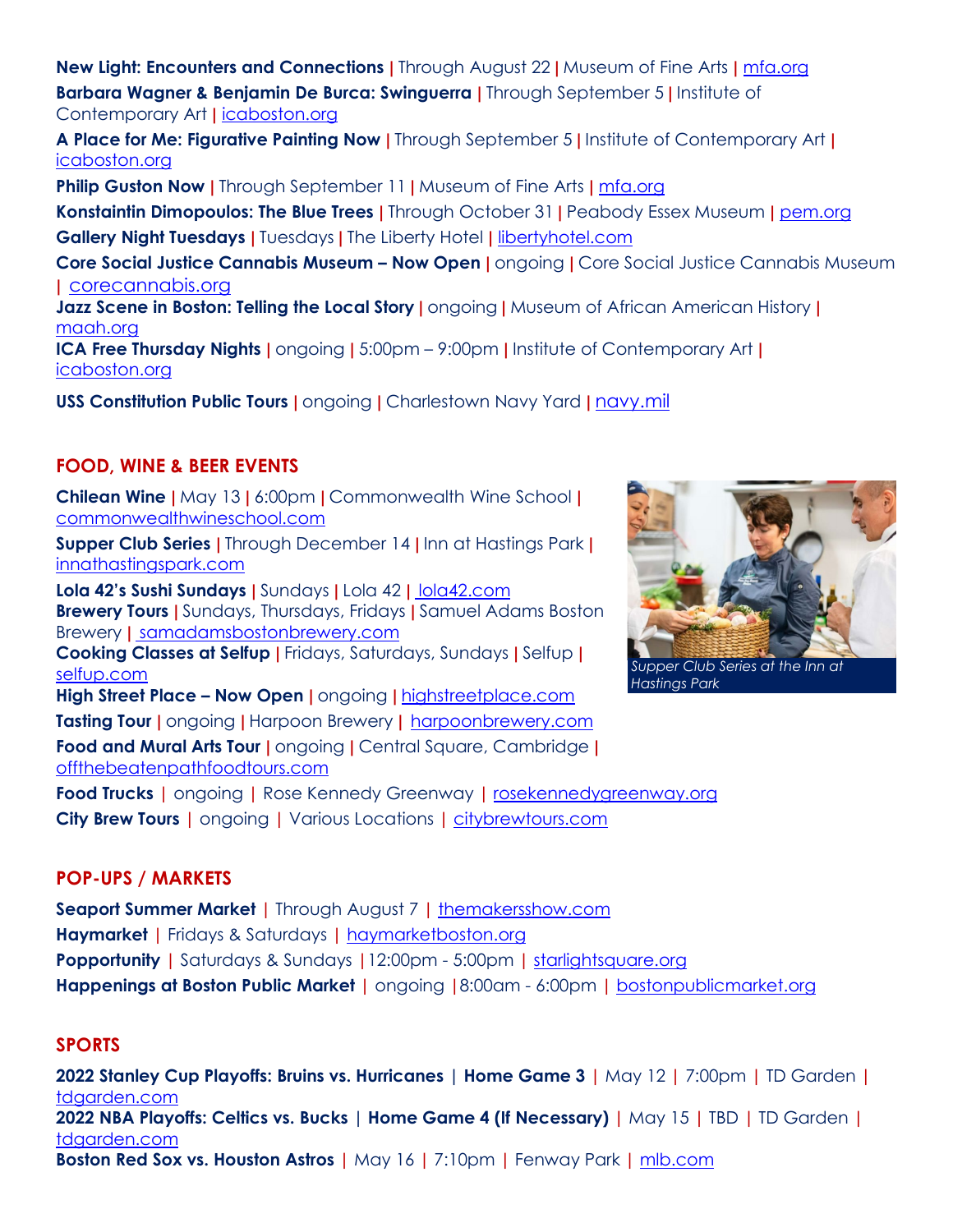**New Light: Encounters and Connections** | Through August 22 | Museum of Fine Arts | mfa.org

**Barbara Wagner & Benjamin De Burca: Swinguerra** | Through September 5 | Institute of Contemporary Art | icaboston.org

**A Place for Me: Figurative Painting Now** | Through September 5 | Institute of Contemporary Art | icaboston.org

**Philip Guston Now** | Through September 11 | Museum of Fine Arts | mfa.org

**Konstaintin Dimopoulos: The Blue Trees** | Through October 31 | Peabody Essex Museum | pem.org

**Gallery Night Tuesdays** | Tuesdays | The Liberty Hotel | libertyhotel.com

**Core Social Justice Cannabis Museum – Now Open** | ongoing | Core Social Justice Cannabis Museum | corecannabis.org

**Jazz Scene in Boston: Telling the Local Story** | ongoing | Museum of African American History | maah.org

**ICA Free Thursday Nights** | ongoing | 5:00pm – 9:00pm | Institute of Contemporary Art | icaboston.org

**USS Constitution Public Tours** | ongoing | Charlestown Navy Yard | navy.mil

## FOOD, WINE & BEER EVENTS

**Chilean Wine** | May 13 | 6:00pm | Commonwealth Wine School | commonwealthwineschool.com

**Supper Club Series** | Through December 14 | Inn at Hastings Park | innathastingspark.com

**Lola 42's Sushi Sundays** | Sundays | Lola 42 | lola42.com

**Brewery Tours** | Sundays, Thursdays, Fridays | Samuel Adams Boston Brewery | samadamsbostonbrewery.com

**Cooking Classes at Selfup** | Fridays, Saturdays, Sundays | Selfup | selfup.com

**High Street Place – Now Open** | ongoing | highstreetplace.com

**Tasting Tour** | ongoing | Harpoon Brewery | harpoonbrewery.com

**Food and Mural Arts Tour** | ongoing | Central Square, Cambridge | offthebeatenpathfoodtours.com

**Food Trucks** | ongoing | Rose Kennedy Greenway | rosekennedygreenway.org

**City Brew Tours** | ongoing | Various Locations | citybrewtours.com

*Supper Club Series at the Inn at Hastings Park*

## POP-UPS / MARKETS

**Seaport Summer Market** | Through August 7 | themakersshow.com

**Haymarket** | Fridays & Saturdays | haymarketboston.org

**Popportunity** | Saturdays & Sundays | 12:00pm - 5:00pm | starlightsquare.org

**Happenings at Boston Public Market** | ongoing | 8:00am - 6:00pm | bostonpublicmarket.org

## SPORTS

**2022 Stanley Cup Playoffs: Bruins vs. Hurricanes** | **Home Game 3** | May 12 | 7:00pm | TD Garden | tdgarden.com

**2022 NBA Playoffs: Celtics vs. Bucks** | **Home Game 4 (If Necessary)** | May 15 | TBD | TD Garden | tdgarden.com

**Boston Red Sox vs. Houston Astros** | May 16 | 7:10pm | Fenway Park | mlb.com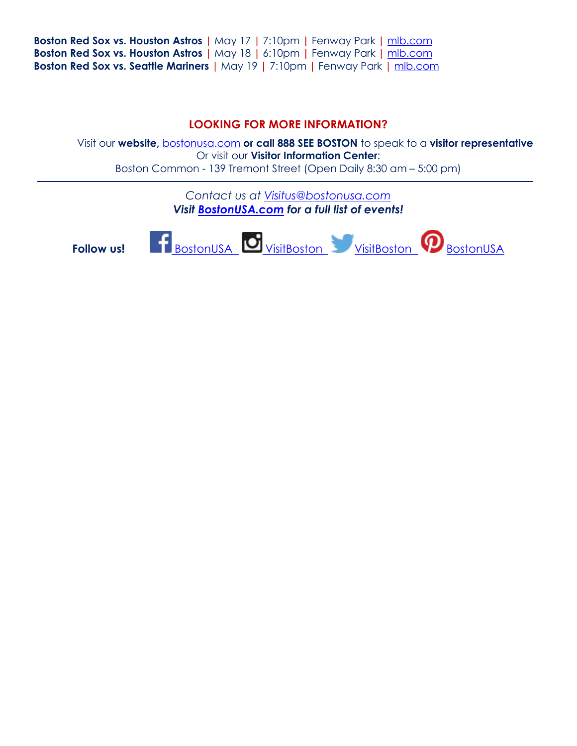**Boston Red Sox vs. Houston Astros** | May 17 | 7:10pm | Fenway Park | mlb.com
**Boston Red Sox vs. Houston Astros** | May 18 | 6:10pm | Fenway Park | mlb.com
**Boston Red Sox vs. Seattle Mariners** | May 19 | 7:10pm | Fenway Park | mlb.com

## LOOKING FOR MORE INFORMATION?

Visit our **website,** bostonusa.com **or call 888 SEE BOSTON** to speak to a **visitor representative**
Or visit our **Visitor Information Center**:
Boston Common - 139 Tremont Street (Open Daily 8:30 am – 5:00 pm)

---

*Contact us at Visitus@bostonusa.com*
***Visit BostonUSA.com for a full list of events!***

**Follow us!** BostonUSA VisitBoston VisitBoston BostonUSA